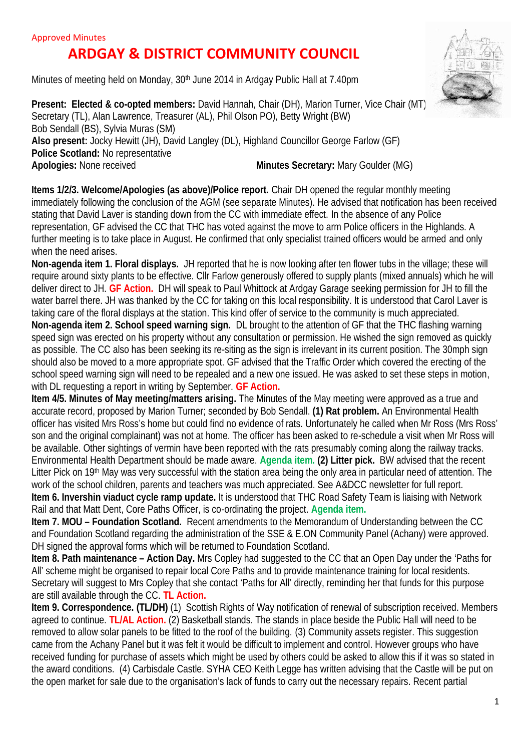Approved Minutes

# ARDGAY & DISTRICT COMMUNITY COUNCIL

Minutes of meeting held on Monday, 30th June 2014 in Ardgay Public Hall at 7.40pm

**Present: Elected & co-opted members:** David Hannah, Chair (DH), Marion Turner, Vice Chair (MT) Secretary (TL), Alan Lawrence, Treasurer (AL), Phil Olson PO), Betty Wright (BW) Bob Sendall (BS), Sylvia Muras (SM)
**Also present:** Jocky Hewitt (JH), David Langley (DL), Highland Councillor George Farlow (GF)
**Police Scotland:** No representative
**Apologies:** None received **Minutes Secretary:** Mary Goulder (MG)

**Items 1/2/3. Welcome/Apologies (as above)/Police report.** Chair DH opened the regular monthly meeting immediately following the conclusion of the AGM (see separate Minutes). He advised that notification has been received stating that David Laver is standing down from the CC with immediate effect. In the absence of any Police representation, GF advised the CC that THC has voted against the move to arm Police officers in the Highlands. A further meeting is to take place in August. He confirmed that only specialist trained officers would be armed and only when the need arises.

**Non-agenda item 1. Floral displays.** JH reported that he is now looking after ten flower tubs in the village; these will require around sixty plants to be effective. Cllr Farlow generously offered to supply plants (mixed annuals) which he will deliver direct to JH. **GF Action.** DH will speak to Paul Whittock at Ardgay Garage seeking permission for JH to fill the water barrel there. JH was thanked by the CC for taking on this local responsibility. It is understood that Carol Laver is taking care of the floral displays at the station. This kind offer of service to the community is much appreciated.

**Non-agenda item 2. School speed warning sign.** DL brought to the attention of GF that the THC flashing warning speed sign was erected on his property without any consultation or permission. He wished the sign removed as quickly as possible. The CC also has been seeking its re-siting as the sign is irrelevant in its current position. The 30mph sign should also be moved to a more appropriate spot. GF advised that the Traffic Order which covered the erecting of the school speed warning sign will need to be repealed and a new one issued. He was asked to set these steps in motion, with DL requesting a report in writing by September. **GF Action.**

**Item 4/5. Minutes of May meeting/matters arising.** The Minutes of the May meeting were approved as a true and accurate record, proposed by Marion Turner; seconded by Bob Sendall. **(1) Rat problem.** An Environmental Health officer has visited Mrs Ross's home but could find no evidence of rats. Unfortunately he called when Mr Ross (Mrs Ross' son and the original complainant) was not at home. The officer has been asked to re-schedule a visit when Mr Ross will be available. Other sightings of vermin have been reported with the rats presumably coming along the railway tracks. Environmental Health Department should be made aware. **Agenda item.** **(2) Litter pick.** BW advised that the recent Litter Pick on 19th May was very successful with the station area being the only area in particular need of attention. The work of the school children, parents and teachers was much appreciated. See A&DCC newsletter for full report.

**Item 6. Invershin viaduct cycle ramp update.** It is understood that THC Road Safety Team is liaising with Network Rail and that Matt Dent, Core Paths Officer, is co-ordinating the project. **Agenda item.**

**Item 7. MOU – Foundation Scotland.** Recent amendments to the Memorandum of Understanding between the CC and Foundation Scotland regarding the administration of the SSE & E.ON Community Panel (Achany) were approved. DH signed the approval forms which will be returned to Foundation Scotland.

**Item 8. Path maintenance – Action Day.** Mrs Copley had suggested to the CC that an Open Day under the 'Paths for All' scheme might be organised to repair local Core Paths and to provide maintenance training for local residents. Secretary will suggest to Mrs Copley that she contact 'Paths for All' directly, reminding her that funds for this purpose are still available through the CC. **TL Action.**

**Item 9. Correspondence. (TL/DH)** (1) Scottish Rights of Way notification of renewal of subscription received. Members agreed to continue. **TL/AL Action.** (2) Basketball stands. The stands in place beside the Public Hall will need to be removed to allow solar panels to be fitted to the roof of the building. (3) Community assets register. This suggestion came from the Achany Panel but it was felt it would be difficult to implement and control. However groups who have received funding for purchase of assets which might be used by others could be asked to allow this if it was so stated in the award conditions. (4) Carbisdale Castle. SYHA CEO Keith Legge has written advising that the Castle will be put on the open market for sale due to the organisation's lack of funds to carry out the necessary repairs. Recent partial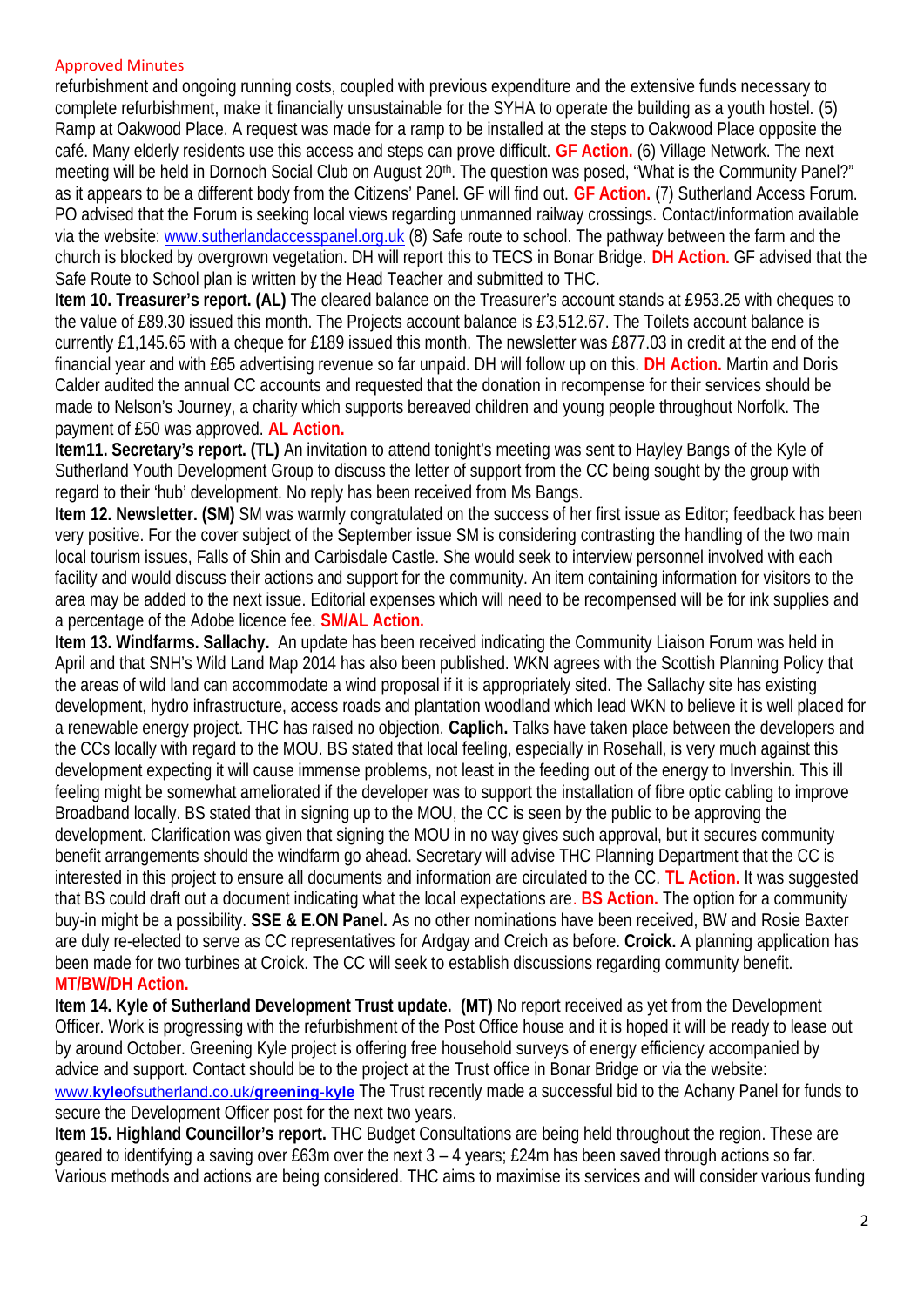Approved Minutes

refurbishment and ongoing running costs, coupled with previous expenditure and the extensive funds necessary to complete refurbishment, make it financially unsustainable for the SYHA to operate the building as a youth hostel. (5) Ramp at Oakwood Place. A request was made for a ramp to be installed at the steps to Oakwood Place opposite the café. Many elderly residents use this access and steps can prove difficult. **GF Action.** (6) Village Network. The next meeting will be held in Dornoch Social Club on August 20th. The question was posed, "What is the Community Panel?" as it appears to be a different body from the Citizens' Panel. GF will find out. **GF Action.** (7) Sutherland Access Forum. PO advised that the Forum is seeking local views regarding unmanned railway crossings. Contact/information available via the website: www.sutherlandaccesspanel.org.uk (8) Safe route to school. The pathway between the farm and the church is blocked by overgrown vegetation. DH will report this to TECS in Bonar Bridge. **DH Action.** GF advised that the Safe Route to School plan is written by the Head Teacher and submitted to THC.

**Item 10. Treasurer's report. (AL)** The cleared balance on the Treasurer's account stands at £953.25 with cheques to the value of £89.30 issued this month. The Projects account balance is £3,512.67. The Toilets account balance is currently £1,145.65 with a cheque for £189 issued this month. The newsletter was £877.03 in credit at the end of the financial year and with £65 advertising revenue so far unpaid. DH will follow up on this. **DH Action.** Martin and Doris Calder audited the annual CC accounts and requested that the donation in recompense for their services should be made to Nelson's Journey, a charity which supports bereaved children and young people throughout Norfolk. The payment of £50 was approved. **AL Action.**

**Item11. Secretary's report. (TL)** An invitation to attend tonight's meeting was sent to Hayley Bangs of the Kyle of Sutherland Youth Development Group to discuss the letter of support from the CC being sought by the group with regard to their 'hub' development. No reply has been received from Ms Bangs.

**Item 12. Newsletter. (SM)** SM was warmly congratulated on the success of her first issue as Editor; feedback has been very positive. For the cover subject of the September issue SM is considering contrasting the handling of the two main local tourism issues, Falls of Shin and Carbisdale Castle. She would seek to interview personnel involved with each facility and would discuss their actions and support for the community. An item containing information for visitors to the area may be added to the next issue. Editorial expenses which will need to be recompensed will be for ink supplies and a percentage of the Adobe licence fee. **SM/AL Action.**

**Item 13. Windfarms. Sallachy.** An update has been received indicating the Community Liaison Forum was held in April and that SNH's Wild Land Map 2014 has also been published. WKN agrees with the Scottish Planning Policy that the areas of wild land can accommodate a wind proposal if it is appropriately sited. The Sallachy site has existing development, hydro infrastructure, access roads and plantation woodland which lead WKN to believe it is well placed for a renewable energy project. THC has raised no objection. **Caplich.** Talks have taken place between the developers and the CCs locally with regard to the MOU. BS stated that local feeling, especially in Rosehall, is very much against this development expecting it will cause immense problems, not least in the feeding out of the energy to Invershin. This ill feeling might be somewhat ameliorated if the developer was to support the installation of fibre optic cabling to improve Broadband locally. BS stated that in signing up to the MOU, the CC is seen by the public to be approving the development. Clarification was given that signing the MOU in no way gives such approval, but it secures community benefit arrangements should the windfarm go ahead. Secretary will advise THC Planning Department that the CC is interested in this project to ensure all documents and information are circulated to the CC. **TL Action.** It was suggested that BS could draft out a document indicating what the local expectations are. **BS Action.** The option for a community buy-in might be a possibility. **SSE & E.ON Panel.** As no other nominations have been received, BW and Rosie Baxter are duly re-elected to serve as CC representatives for Ardgay and Creich as before. **Croick.** A planning application has been made for two turbines at Croick. The CC will seek to establish discussions regarding community benefit. **MT/BW/DH Action.**

**Item 14. Kyle of Sutherland Development Trust update. (MT)** No report received as yet from the Development Officer. Work is progressing with the refurbishment of the Post Office house and it is hoped it will be ready to lease out by around October. Greening Kyle project is offering free household surveys of energy efficiency accompanied by advice and support. Contact should be to the project at the Trust office in Bonar Bridge or via the website: www.kyleofsutherland.co.uk/greening-kyle The Trust recently made a successful bid to the Achany Panel for funds to secure the Development Officer post for the next two years.

**Item 15. Highland Councillor's report.** THC Budget Consultations are being held throughout the region. These are geared to identifying a saving over £63m over the next 3 – 4 years; £24m has been saved through actions so far. Various methods and actions are being considered. THC aims to maximise its services and will consider various funding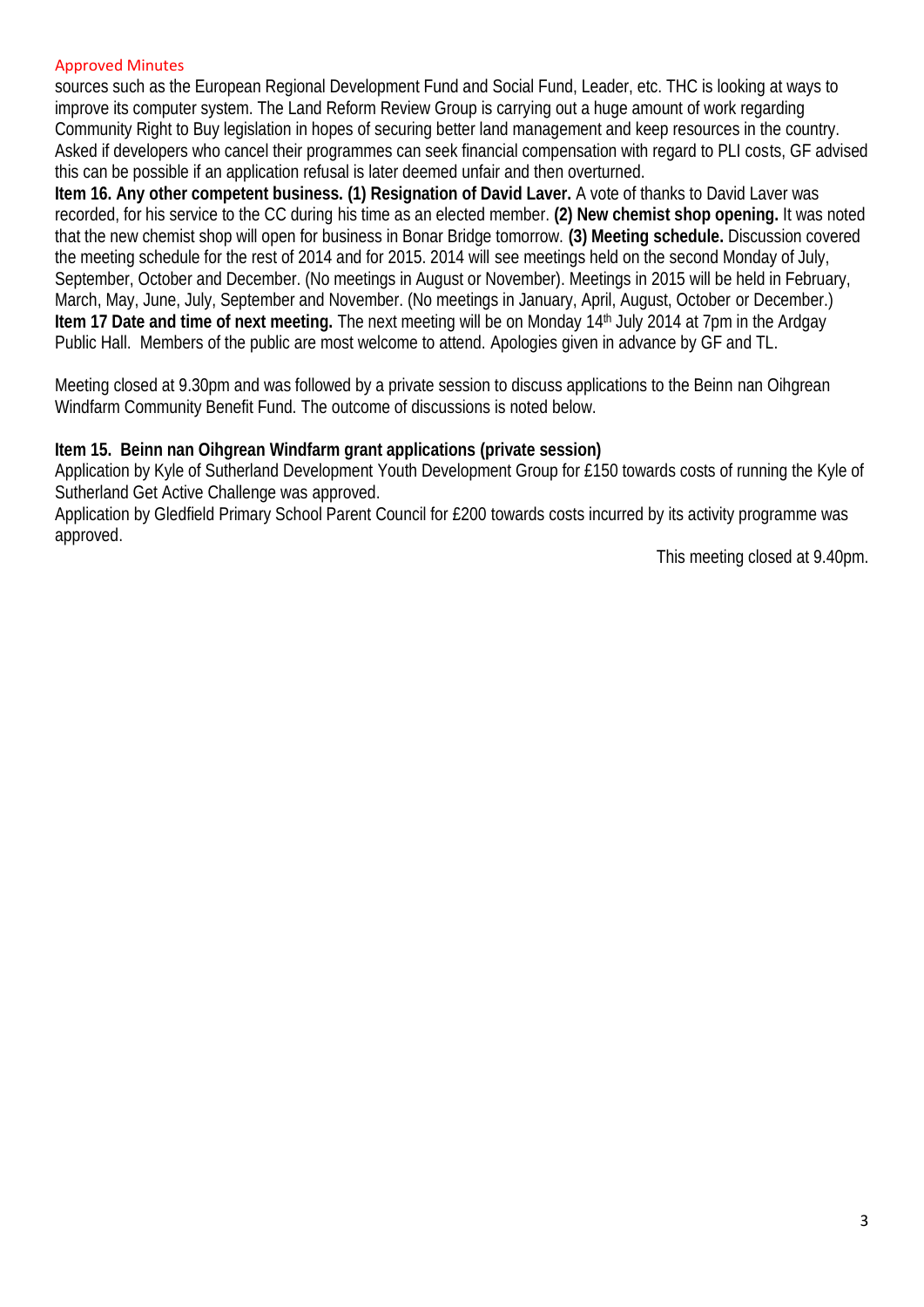Approved Minutes

sources such as the European Regional Development Fund and Social Fund, Leader, etc. THC is looking at ways to improve its computer system. The Land Reform Review Group is carrying out a huge amount of work regarding Community Right to Buy legislation in hopes of securing better land management and keep resources in the country. Asked if developers who cancel their programmes can seek financial compensation with regard to PLI costs, GF advised this can be possible if an application refusal is later deemed unfair and then overturned.

**Item 16. Any other competent business. (1) Resignation of David Laver.** A vote of thanks to David Laver was recorded, for his service to the CC during his time as an elected member. **(2) New chemist shop opening.** It was noted that the new chemist shop will open for business in Bonar Bridge tomorrow. **(3) Meeting schedule.** Discussion covered the meeting schedule for the rest of 2014 and for 2015. 2014 will see meetings held on the second Monday of July, September, October and December. (No meetings in August or November). Meetings in 2015 will be held in February, March, May, June, July, September and November. (No meetings in January, April, August, October or December.)

**Item 17 Date and time of next meeting.** The next meeting will be on Monday 14th July 2014 at 7pm in the Ardgay Public Hall. Members of the public are most welcome to attend. Apologies given in advance by GF and TL.

Meeting closed at 9.30pm and was followed by a private session to discuss applications to the Beinn nan Oihgrean Windfarm Community Benefit Fund. The outcome of discussions is noted below.

**Item 15. Beinn nan Oihgrean Windfarm grant applications (private session)**

Application by Kyle of Sutherland Development Youth Development Group for £150 towards costs of running the Kyle of Sutherland Get Active Challenge was approved.

Application by Gledfield Primary School Parent Council for £200 towards costs incurred by its activity programme was approved.

This meeting closed at 9.40pm.